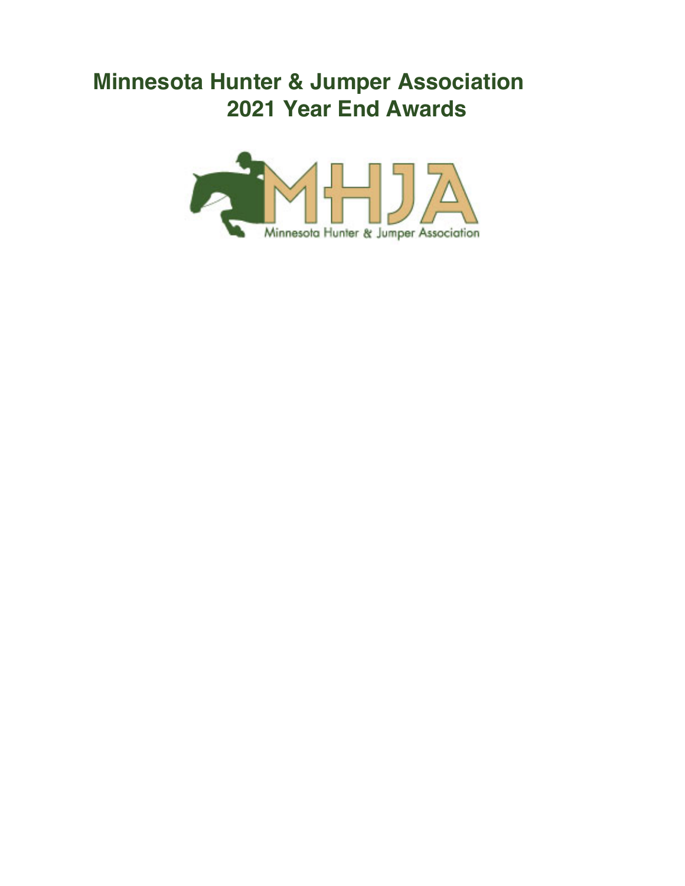# Minnesota Hunter & Jumper Association
# 2021 Year End Awards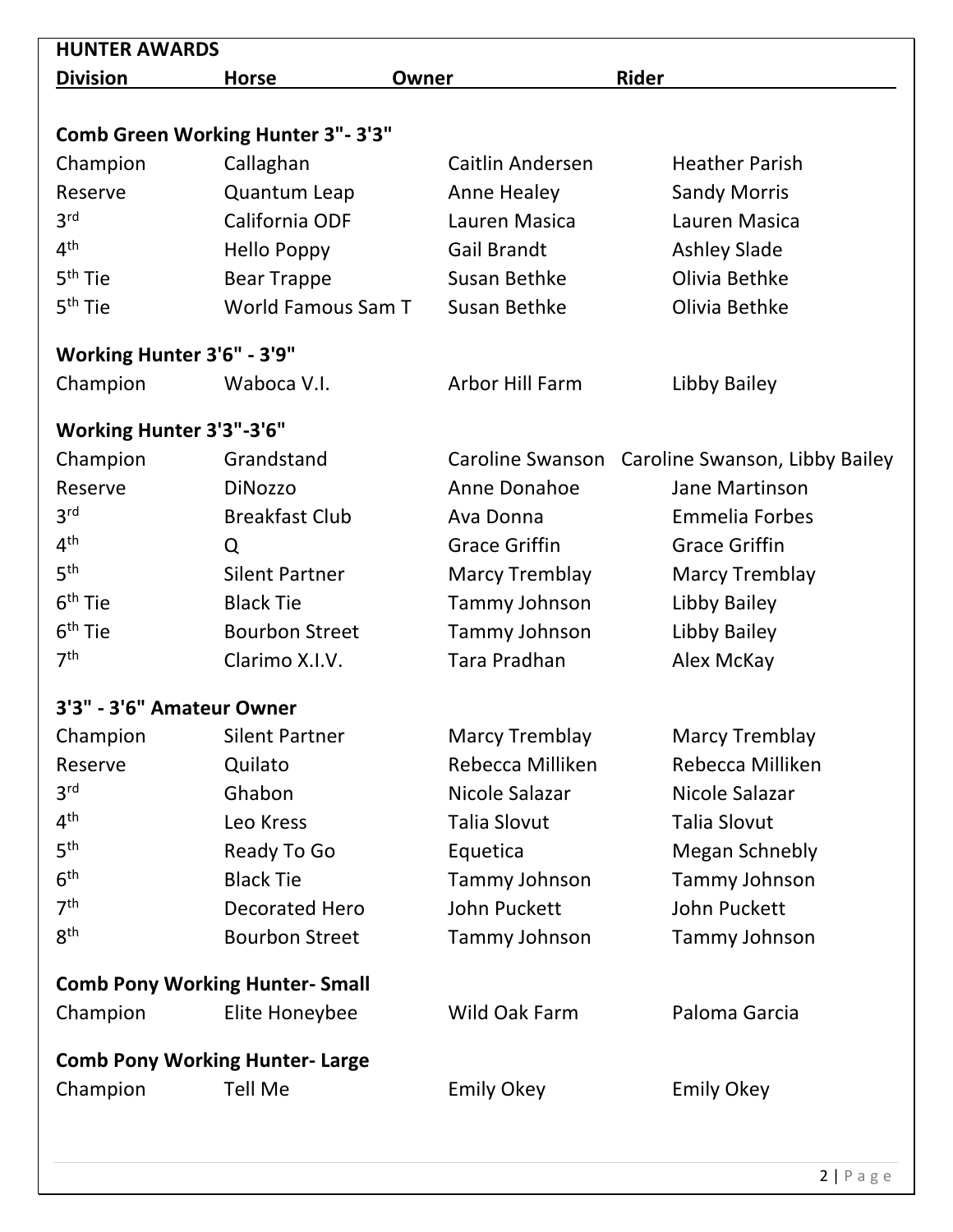## HUNTER AWARDS

| Division | Horse | Owner | Rider |
|---|---|---|---|
| **Comb Green Working Hunter 3"- 3'3"** | | | |
| Champion | Callaghan | Caitlin Andersen | Heather Parish |
| Reserve | Quantum Leap | Anne Healey | Sandy Morris |
| 3rd | California ODF | Lauren Masica | Lauren Masica |
| 4th | Hello Poppy | Gail Brandt | Ashley Slade |
| 5th Tie | Bear Trappe | Susan Bethke | Olivia Bethke |
| 5th Tie | World Famous Sam T | Susan Bethke | Olivia Bethke |
| **Working Hunter 3'6" - 3'9"** | | | |
| Champion | Waboca V.I. | Arbor Hill Farm | Libby Bailey |
| **Working Hunter 3'3"-3'6"** | | | |
| Champion | Grandstand | Caroline Swanson | Caroline Swanson, Libby Bailey |
| Reserve | DiNozzo | Anne Donahoe | Jane Martinson |
| 3rd | Breakfast Club | Ava Donna | Emmelia Forbes |
| 4th | Q | Grace Griffin | Grace Griffin |
| 5th | Silent Partner | Marcy Tremblay | Marcy Tremblay |
| 6th Tie | Black Tie | Tammy Johnson | Libby Bailey |
| 6th Tie | Bourbon Street | Tammy Johnson | Libby Bailey |
| 7th | Clarimo X.I.V. | Tara Pradhan | Alex McKay |
| **3'3" - 3'6" Amateur Owner** | | | |
| Champion | Silent Partner | Marcy Tremblay | Marcy Tremblay |
| Reserve | Quilato | Rebecca Milliken | Rebecca Milliken |
| 3rd | Ghabon | Nicole Salazar | Nicole Salazar |
| 4th | Leo Kress | Talia Slovut | Talia Slovut |
| 5th | Ready To Go | Equetica | Megan Schnebly |
| 6th | Black Tie | Tammy Johnson | Tammy Johnson |
| 7th | Decorated Hero | John Puckett | John Puckett |
| 8th | Bourbon Street | Tammy Johnson | Tammy Johnson |
| **Comb Pony Working Hunter- Small** | | | |
| Champion | Elite Honeybee | Wild Oak Farm | Paloma Garcia |
| **Comb Pony Working Hunter- Large** | | | |
| Champion | Tell Me | Emily Okey | Emily Okey |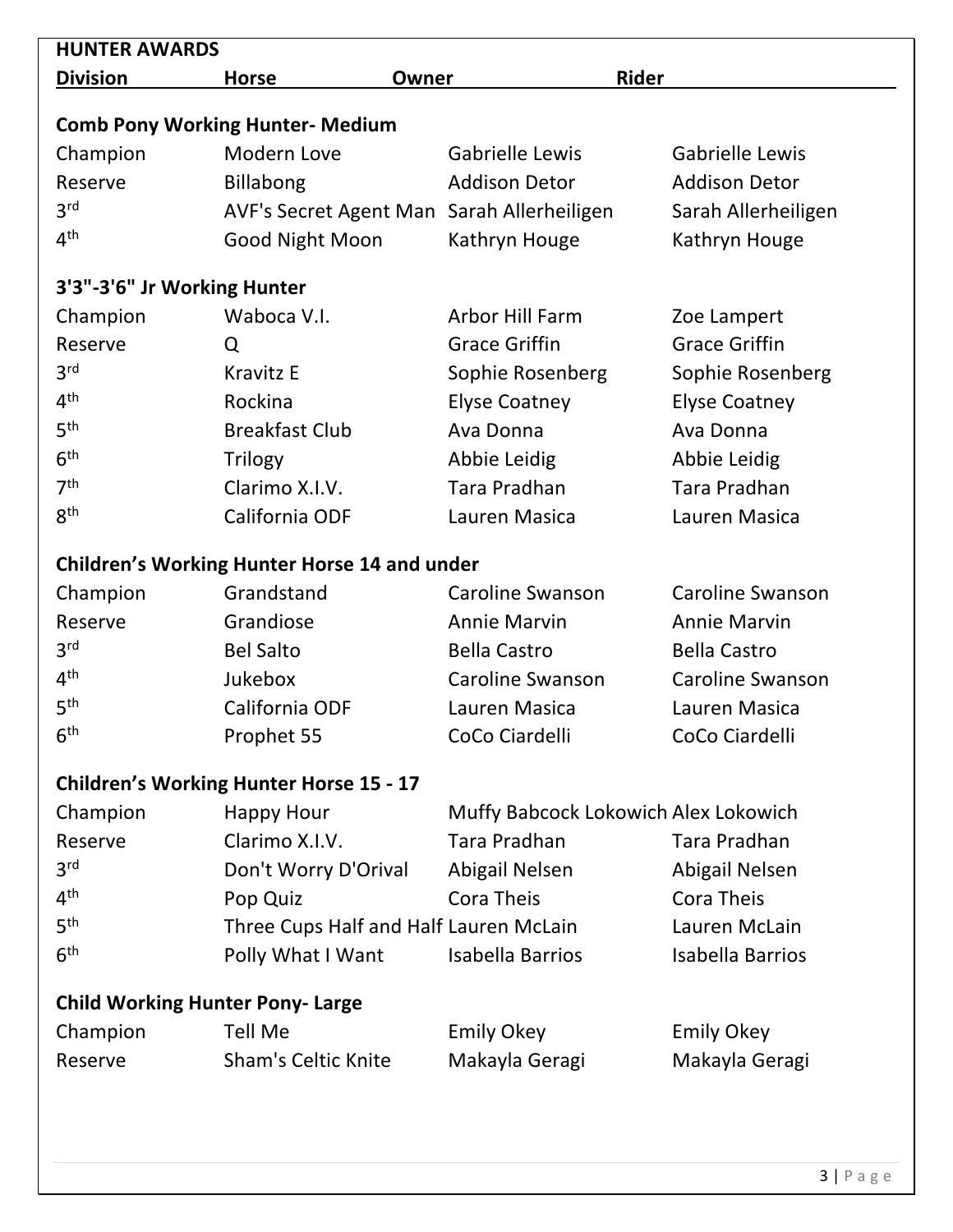## HUNTER AWARDS

| Division | Horse | Owner | Rider |
|---|---|---|---|
| **Comb Pony Working Hunter- Medium** | | | |
| Champion | Modern Love | Gabrielle Lewis | Gabrielle Lewis |
| Reserve | Billabong | Addison Detor | Addison Detor |
| 3rd | AVF's Secret Agent Man | Sarah Allerheiligen | Sarah Allerheiligen |
| 4th | Good Night Moon | Kathryn Houge | Kathryn Houge |
| **3'3"-3'6" Jr Working Hunter** | | | |
| Champion | Waboca V.I. | Arbor Hill Farm | Zoe Lampert |
| Reserve | Q | Grace Griffin | Grace Griffin |
| 3rd | Kravitz E | Sophie Rosenberg | Sophie Rosenberg |
| 4th | Rockina | Elyse Coatney | Elyse Coatney |
| 5th | Breakfast Club | Ava Donna | Ava Donna |
| 6th | Trilogy | Abbie Leidig | Abbie Leidig |
| 7th | Clarimo X.I.V. | Tara Pradhan | Tara Pradhan |
| 8th | California ODF | Lauren Masica | Lauren Masica |
| **Children's Working Hunter Horse 14 and under** | | | |
| Champion | Grandstand | Caroline Swanson | Caroline Swanson |
| Reserve | Grandiose | Annie Marvin | Annie Marvin |
| 3rd | Bel Salto | Bella Castro | Bella Castro |
| 4th | Jukebox | Caroline Swanson | Caroline Swanson |
| 5th | California ODF | Lauren Masica | Lauren Masica |
| 6th | Prophet 55 | CoCo Ciardelli | CoCo Ciardelli |
| **Children's Working Hunter Horse 15 - 17** | | | |
| Champion | Happy Hour | Muffy Babcock Lokowich | Alex Lokowich |
| Reserve | Clarimo X.I.V. | Tara Pradhan | Tara Pradhan |
| 3rd | Don't Worry D'Orival | Abigail Nelsen | Abigail Nelsen |
| 4th | Pop Quiz | Cora Theis | Cora Theis |
| 5th | Three Cups Half and Half | Lauren McLain | Lauren McLain |
| 6th | Polly What I Want | Isabella Barrios | Isabella Barrios |
| **Child Working Hunter Pony- Large** | | | |
| Champion | Tell Me | Emily Okey | Emily Okey |
| Reserve | Sham's Celtic Knite | Makayla Geragi | Makayla Geragi |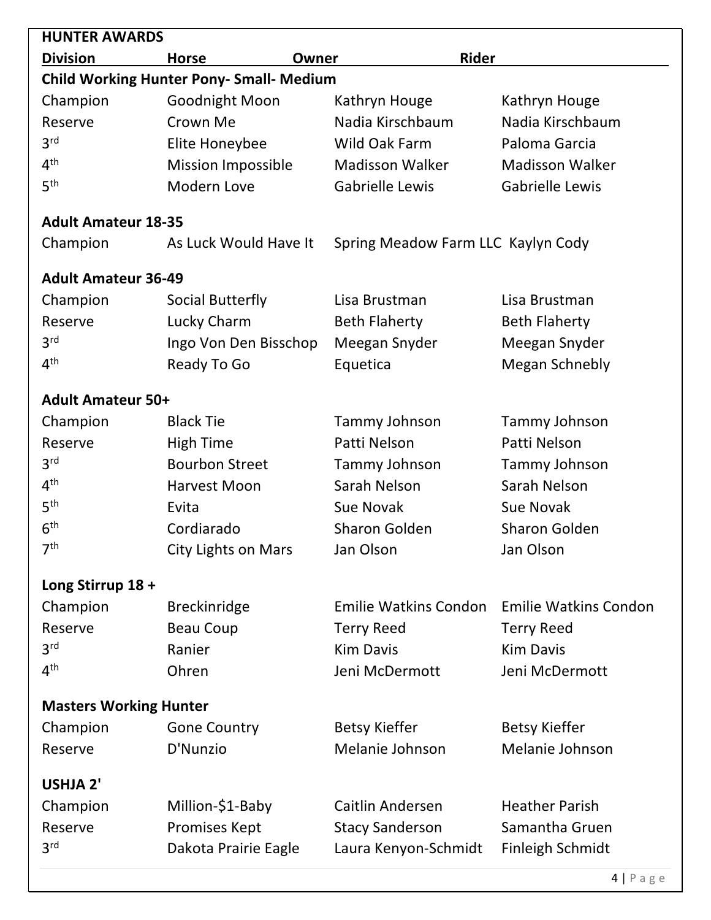## HUNTER AWARDS

| Division | Horse | Owner | Rider |
|---|---|---|---|
| **Child Working Hunter Pony- Small- Medium** | | | |
| Champion | Goodnight Moon | Kathryn Houge | Kathryn Houge |
| Reserve | Crown Me | Nadia Kirschbaum | Nadia Kirschbaum |
| 3rd | Elite Honeybee | Wild Oak Farm | Paloma Garcia |
| 4th | Mission Impossible | Madisson Walker | Madisson Walker |
| 5th | Modern Love | Gabrielle Lewis | Gabrielle Lewis |
| **Adult Amateur 18-35** | | | |
| Champion | As Luck Would Have It | Spring Meadow Farm LLC | Kaylyn Cody |
| **Adult Amateur 36-49** | | | |
| Champion | Social Butterfly | Lisa Brustman | Lisa Brustman |
| Reserve | Lucky Charm | Beth Flaherty | Beth Flaherty |
| 3rd | Ingo Von Den Bisschop | Meegan Snyder | Meegan Snyder |
| 4th | Ready To Go | Equetica | Megan Schnebly |
| **Adult Amateur 50+** | | | |
| Champion | Black Tie | Tammy Johnson | Tammy Johnson |
| Reserve | High Time | Patti Nelson | Patti Nelson |
| 3rd | Bourbon Street | Tammy Johnson | Tammy Johnson |
| 4th | Harvest Moon | Sarah Nelson | Sarah Nelson |
| 5th | Evita | Sue Novak | Sue Novak |
| 6th | Cordiarado | Sharon Golden | Sharon Golden |
| 7th | City Lights on Mars | Jan Olson | Jan Olson |
| **Long Stirrup 18 +** | | | |
| Champion | Breckinridge | Emilie Watkins Condon | Emilie Watkins Condon |
| Reserve | Beau Coup | Terry Reed | Terry Reed |
| 3rd | Ranier | Kim Davis | Kim Davis |
| 4th | Ohren | Jeni McDermott | Jeni McDermott |
| **Masters Working Hunter** | | | |
| Champion | Gone Country | Betsy Kieffer | Betsy Kieffer |
| Reserve | D'Nunzio | Melanie Johnson | Melanie Johnson |
| **USHJA 2'** | | | |
| Champion | Million-$1-Baby | Caitlin Andersen | Heather Parish |
| Reserve | Promises Kept | Stacy Sanderson | Samantha Gruen |
| 3rd | Dakota Prairie Eagle | Laura Kenyon-Schmidt | Finleigh Schmidt |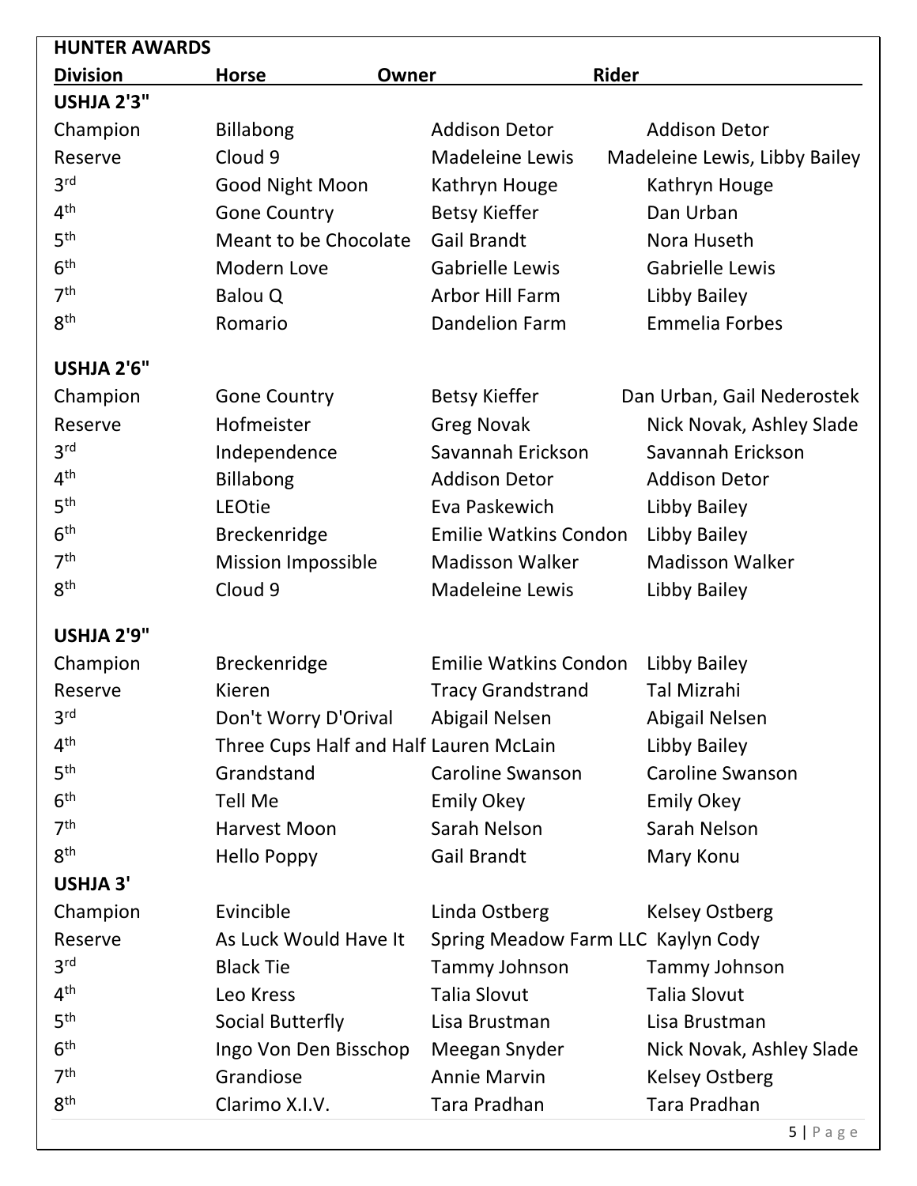## HUNTER AWARDS

| Division | Horse | Owner | Rider |
|---|---|---|---|
| **USHJA 2'3"** | | | |
| Champion | Billabong | Addison Detor | Addison Detor |
| Reserve | Cloud 9 | Madeleine Lewis | Madeleine Lewis, Libby Bailey |
| 3rd | Good Night Moon | Kathryn Houge | Kathryn Houge |
| 4th | Gone Country | Betsy Kieffer | Dan Urban |
| 5th | Meant to be Chocolate | Gail Brandt | Nora Huseth |
| 6th | Modern Love | Gabrielle Lewis | Gabrielle Lewis |
| 7th | Balou Q | Arbor Hill Farm | Libby Bailey |
| 8th | Romario | Dandelion Farm | Emmelia Forbes |
| **USHJA 2'6"** | | | |
| Champion | Gone Country | Betsy Kieffer | Dan Urban, Gail Nederostek |
| Reserve | Hofmeister | Greg Novak | Nick Novak, Ashley Slade |
| 3rd | Independence | Savannah Erickson | Savannah Erickson |
| 4th | Billabong | Addison Detor | Addison Detor |
| 5th | LEOtie | Eva Paskewich | Libby Bailey |
| 6th | Breckenridge | Emilie Watkins Condon | Libby Bailey |
| 7th | Mission Impossible | Madisson Walker | Madisson Walker |
| 8th | Cloud 9 | Madeleine Lewis | Libby Bailey |
| **USHJA 2'9"** | | | |
| Champion | Breckenridge | Emilie Watkins Condon | Libby Bailey |
| Reserve | Kieren | Tracy Grandstrand | Tal Mizrahi |
| 3rd | Don't Worry D'Orival | Abigail Nelsen | Abigail Nelsen |
| 4th | Three Cups Half and Half | Lauren McLain | Libby Bailey |
| 5th | Grandstand | Caroline Swanson | Caroline Swanson |
| 6th | Tell Me | Emily Okey | Emily Okey |
| 7th | Harvest Moon | Sarah Nelson | Sarah Nelson |
| 8th | Hello Poppy | Gail Brandt | Mary Konu |
| **USHJA 3'** | | | |
| Champion | Evincible | Linda Ostberg | Kelsey Ostberg |
| Reserve | As Luck Would Have It | Spring Meadow Farm LLC | Kaylyn Cody |
| 3rd | Black Tie | Tammy Johnson | Tammy Johnson |
| 4th | Leo Kress | Talia Slovut | Talia Slovut |
| 5th | Social Butterfly | Lisa Brustman | Lisa Brustman |
| 6th | Ingo Von Den Bisschop | Meegan Snyder | Nick Novak, Ashley Slade |
| 7th | Grandiose | Annie Marvin | Kelsey Ostberg |
| 8th | Clarimo X.I.V. | Tara Pradhan | Tara Pradhan |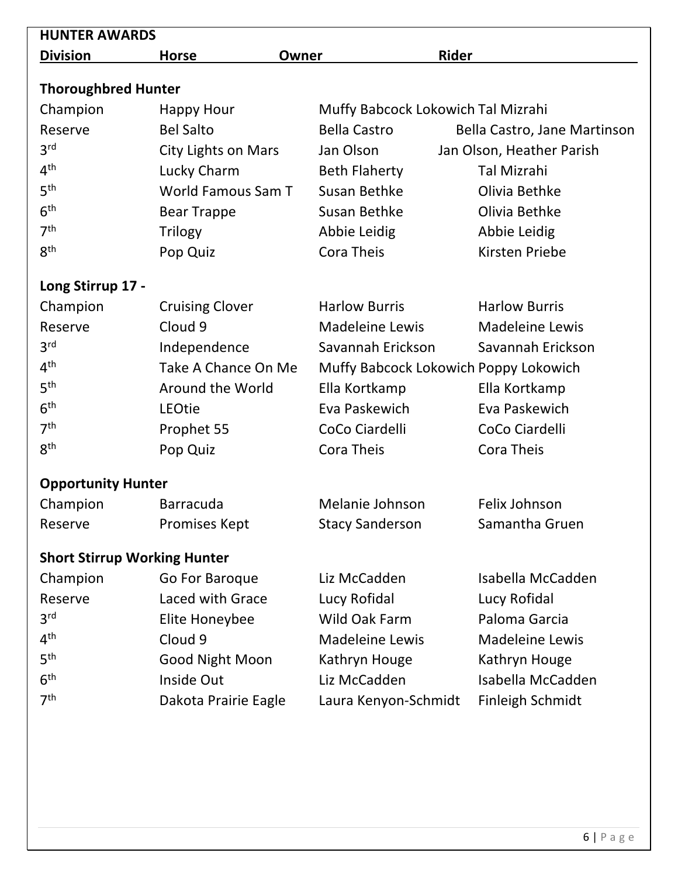## HUNTER AWARDS

| Division | Horse | Owner | Rider |
|---|---|---|---|
| **Thoroughbred Hunter** | | | |
| Champion | Happy Hour | Muffy Babcock Lokowich | Tal Mizrahi |
| Reserve | Bel Salto | Bella Castro | Bella Castro, Jane Martinson |
| 3rd | City Lights on Mars | Jan Olson | Jan Olson, Heather Parish |
| 4th | Lucky Charm | Beth Flaherty | Tal Mizrahi |
| 5th | World Famous Sam T | Susan Bethke | Olivia Bethke |
| 6th | Bear Trappe | Susan Bethke | Olivia Bethke |
| 7th | Trilogy | Abbie Leidig | Abbie Leidig |
| 8th | Pop Quiz | Cora Theis | Kirsten Priebe |
| **Long Stirrup 17 -** | | | |
| Champion | Cruising Clover | Harlow Burris | Harlow Burris |
| Reserve | Cloud 9 | Madeleine Lewis | Madeleine Lewis |
| 3rd | Independence | Savannah Erickson | Savannah Erickson |
| 4th | Take A Chance On Me | Muffy Babcock Lokowich | Poppy Lokowich |
| 5th | Around the World | Ella Kortkamp | Ella Kortkamp |
| 6th | LEOtie | Eva Paskewich | Eva Paskewich |
| 7th | Prophet 55 | CoCo Ciardelli | CoCo Ciardelli |
| 8th | Pop Quiz | Cora Theis | Cora Theis |
| **Opportunity Hunter** | | | |
| Champion | Barracuda | Melanie Johnson | Felix Johnson |
| Reserve | Promises Kept | Stacy Sanderson | Samantha Gruen |
| **Short Stirrup Working Hunter** | | | |
| Champion | Go For Baroque | Liz McCadden | Isabella McCadden |
| Reserve | Laced with Grace | Lucy Rofidal | Lucy Rofidal |
| 3rd | Elite Honeybee | Wild Oak Farm | Paloma Garcia |
| 4th | Cloud 9 | Madeleine Lewis | Madeleine Lewis |
| 5th | Good Night Moon | Kathryn Houge | Kathryn Houge |
| 6th | Inside Out | Liz McCadden | Isabella McCadden |
| 7th | Dakota Prairie Eagle | Laura Kenyon-Schmidt | Finleigh Schmidt |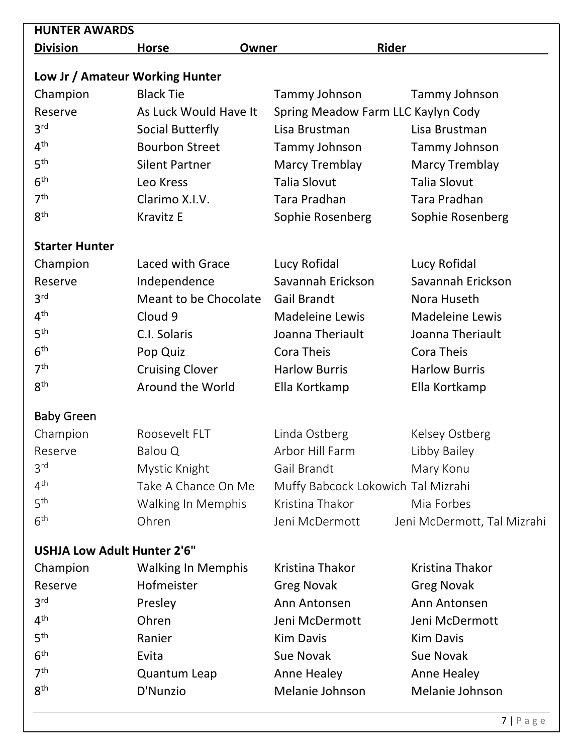## HUNTER AWARDS

| Division | Horse | Owner | Rider |
|---|---|---|---|
| **Low Jr / Amateur Working Hunter** | | | |
| Champion | Black Tie | Tammy Johnson | Tammy Johnson |
| Reserve | As Luck Would Have It | Spring Meadow Farm LLC | Kaylyn Cody |
| 3rd | Social Butterfly | Lisa Brustman | Lisa Brustman |
| 4th | Bourbon Street | Tammy Johnson | Tammy Johnson |
| 5th | Silent Partner | Marcy Tremblay | Marcy Tremblay |
| 6th | Leo Kress | Talia Slovut | Talia Slovut |
| 7th | Clarimo X.I.V. | Tara Pradhan | Tara Pradhan |
| 8th | Kravitz E | Sophie Rosenberg | Sophie Rosenberg |
| **Starter Hunter** | | | |
| Champion | Laced with Grace | Lucy Rofidal | Lucy Rofidal |
| Reserve | Independence | Savannah Erickson | Savannah Erickson |
| 3rd | Meant to be Chocolate | Gail Brandt | Nora Huseth |
| 4th | Cloud 9 | Madeleine Lewis | Madeleine Lewis |
| 5th | C.I. Solaris | Joanna Theriault | Joanna Theriault |
| 6th | Pop Quiz | Cora Theis | Cora Theis |
| 7th | Cruising Clover | Harlow Burris | Harlow Burris |
| 8th | Around the World | Ella Kortkamp | Ella Kortkamp |
| Baby Green | | | |
| Champion | Roosevelt FLT | Linda Ostberg | Kelsey Ostberg |
| Reserve | Balou Q | Arbor Hill Farm | Libby Bailey |
| 3rd | Mystic Knight | Gail Brandt | Mary Konu |
| 4th | Take A Chance On Me | Muffy Babcock Lokowich | Tal Mizrahi |
| 5th | Walking In Memphis | Kristina Thakor | Mia Forbes |
| 6th | Ohren | Jeni McDermott | Jeni McDermott, Tal Mizrahi |
| **USHJA Low Adult Hunter 2'6"** | | | |
| Champion | Walking In Memphis | Kristina Thakor | Kristina Thakor |
| Reserve | Hofmeister | Greg Novak | Greg Novak |
| 3rd | Presley | Ann Antonsen | Ann Antonsen |
| 4th | Ohren | Jeni McDermott | Jeni McDermott |
| 5th | Ranier | Kim Davis | Kim Davis |
| 6th | Evita | Sue Novak | Sue Novak |
| 7th | Quantum Leap | Anne Healey | Anne Healey |
| 8th | D'Nunzio | Melanie Johnson | Melanie Johnson |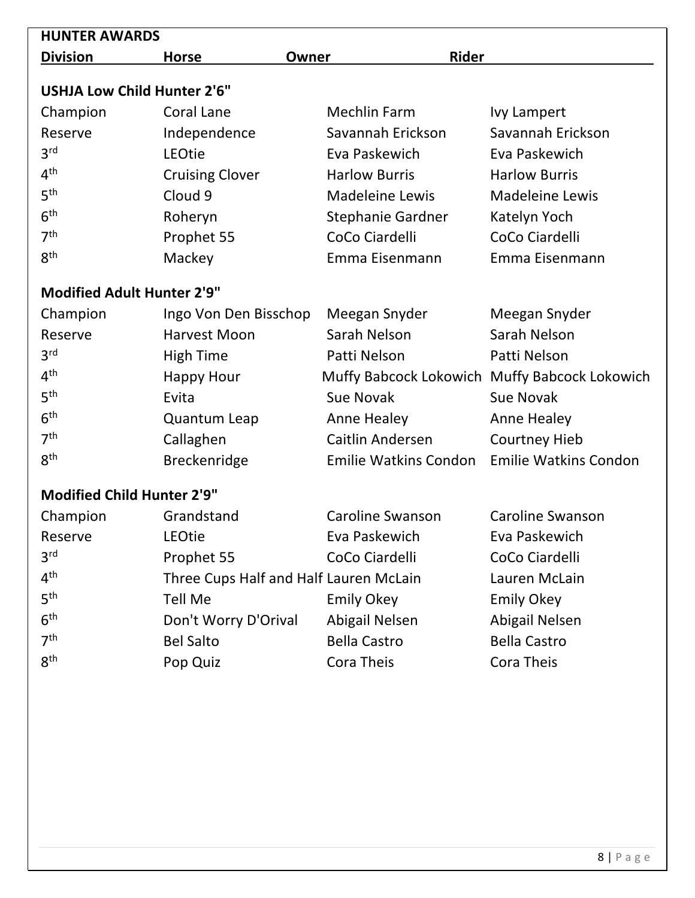## HUNTER AWARDS

| Division | Horse | Owner | Rider |
|---|---|---|---|
| **USHJA Low Child Hunter 2'6"** | | | |
| Champion | Coral Lane | Mechlin Farm | Ivy Lampert |
| Reserve | Independence | Savannah Erickson | Savannah Erickson |
| 3rd | LEOtie | Eva Paskewich | Eva Paskewich |
| 4th | Cruising Clover | Harlow Burris | Harlow Burris |
| 5th | Cloud 9 | Madeleine Lewis | Madeleine Lewis |
| 6th | Roheryn | Stephanie Gardner | Katelyn Yoch |
| 7th | Prophet 55 | CoCo Ciardelli | CoCo Ciardelli |
| 8th | Mackey | Emma Eisenmann | Emma Eisenmann |
| **Modified Adult Hunter 2'9"** | | | |
| Champion | Ingo Von Den Bisschop | Meegan Snyder | Meegan Snyder |
| Reserve | Harvest Moon | Sarah Nelson | Sarah Nelson |
| 3rd | High Time | Patti Nelson | Patti Nelson |
| 4th | Happy Hour | Muffy Babcock Lokowich | Muffy Babcock Lokowich |
| 5th | Evita | Sue Novak | Sue Novak |
| 6th | Quantum Leap | Anne Healey | Anne Healey |
| 7th | Callaghen | Caitlin Andersen | Courtney Hieb |
| 8th | Breckenridge | Emilie Watkins Condon | Emilie Watkins Condon |
| **Modified Child Hunter 2'9"** | | | |
| Champion | Grandstand | Caroline Swanson | Caroline Swanson |
| Reserve | LEOtie | Eva Paskewich | Eva Paskewich |
| 3rd | Prophet 55 | CoCo Ciardelli | CoCo Ciardelli |
| 4th | Three Cups Half and Half | Lauren McLain | Lauren McLain |
| 5th | Tell Me | Emily Okey | Emily Okey |
| 6th | Don't Worry D'Orival | Abigail Nelsen | Abigail Nelsen |
| 7th | Bel Salto | Bella Castro | Bella Castro |
| 8th | Pop Quiz | Cora Theis | Cora Theis |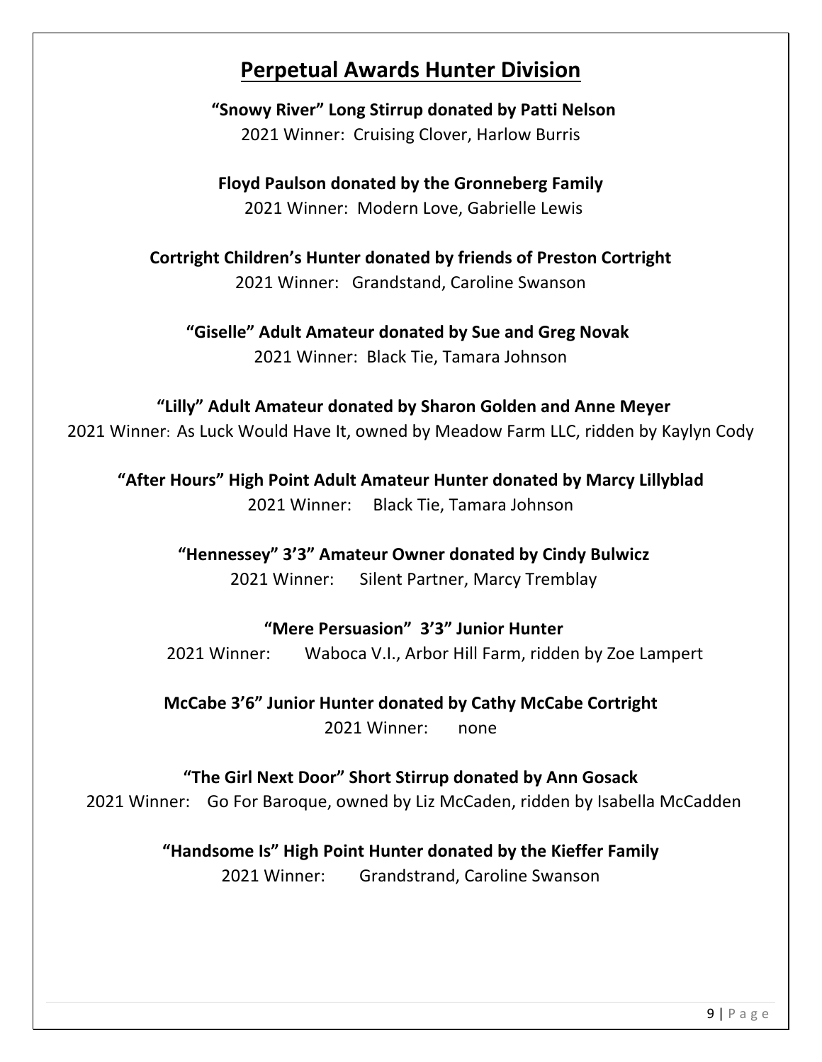# Perpetual Awards Hunter Division

**"Snowy River" Long Stirrup donated by Patti Nelson**
2021 Winner: Cruising Clover, Harlow Burris

**Floyd Paulson donated by the Gronneberg Family**
2021 Winner: Modern Love, Gabrielle Lewis

**Cortright Children's Hunter donated by friends of Preston Cortright**
2021 Winner: Grandstand, Caroline Swanson

**"Giselle" Adult Amateur donated by Sue and Greg Novak**
2021 Winner: Black Tie, Tamara Johnson

**"Lilly" Adult Amateur donated by Sharon Golden and Anne Meyer**
2021 Winner: As Luck Would Have It, owned by Meadow Farm LLC, ridden by Kaylyn Cody

**"After Hours" High Point Adult Amateur Hunter donated by Marcy Lillyblad**
2021 Winner: Black Tie, Tamara Johnson

**"Hennessey" 3'3" Amateur Owner donated by Cindy Bulwicz**
2021 Winner: Silent Partner, Marcy Tremblay

**"Mere Persuasion" 3'3" Junior Hunter**
2021 Winner: Waboca V.I., Arbor Hill Farm, ridden by Zoe Lampert

**McCabe 3'6" Junior Hunter donated by Cathy McCabe Cortright**
2021 Winner: none

**"The Girl Next Door" Short Stirrup donated by Ann Gosack**
2021 Winner: Go For Baroque, owned by Liz McCaden, ridden by Isabella McCadden

**"Handsome Is" High Point Hunter donated by the Kieffer Family**
2021 Winner: Grandstrand, Caroline Swanson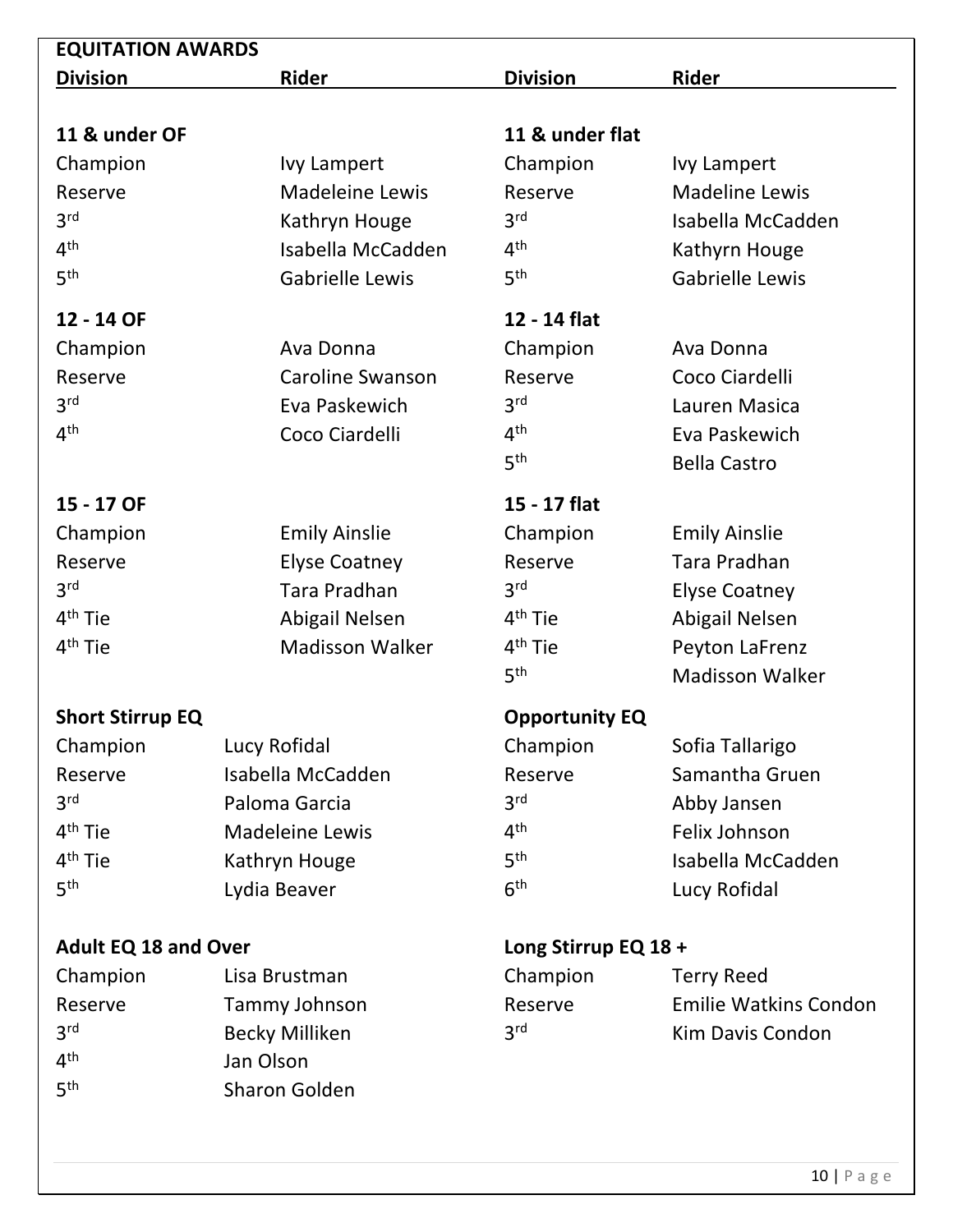## EQUITATION AWARDS

### 11 & under OF

| Division | Rider |
|---|---|
| Champion | Ivy Lampert |
| Reserve | Madeleine Lewis |
| 3rd | Kathryn Houge |
| 4th | Isabella McCadden |
| 5th | Gabrielle Lewis |

### 11 & under flat

| Division | Rider |
|---|---|
| Champion | Ivy Lampert |
| Reserve | Madeline Lewis |
| 3rd | Isabella McCadden |
| 4th | Kathyrn Houge |
| 5th | Gabrielle Lewis |

### 12 - 14 OF

| Division | Rider |
|---|---|
| Champion | Ava Donna |
| Reserve | Caroline Swanson |
| 3rd | Eva Paskewich |
| 4th | Coco Ciardelli |

### 12 - 14 flat

| Division | Rider |
|---|---|
| Champion | Ava Donna |
| Reserve | Coco Ciardelli |
| 3rd | Lauren Masica |
| 4th | Eva Paskewich |
| 5th | Bella Castro |

### 15 - 17 OF

| Division | Rider |
|---|---|
| Champion | Emily Ainslie |
| Reserve | Elyse Coatney |
| 3rd | Tara Pradhan |
| 4th Tie | Abigail Nelsen |
| 4th Tie | Madisson Walker |

### 15 - 17 flat

| Division | Rider |
|---|---|
| Champion | Emily Ainslie |
| Reserve | Tara Pradhan |
| 3rd | Elyse Coatney |
| 4th Tie | Abigail Nelsen |
| 4th Tie | Peyton LaFrenz |
| 5th | Madisson Walker |

### Short Stirrup EQ

| Division | Rider |
|---|---|
| Champion | Lucy Rofidal |
| Reserve | Isabella McCadden |
| 3rd | Paloma Garcia |
| 4th Tie | Madeleine Lewis |
| 4th Tie | Kathryn Houge |
| 5th | Lydia Beaver |

### Opportunity EQ

| Division | Rider |
|---|---|
| Champion | Sofia Tallarigo |
| Reserve | Samantha Gruen |
| 3rd | Abby Jansen |
| 4th | Felix Johnson |
| 5th | Isabella McCadden |
| 6th | Lucy Rofidal |

### Adult EQ 18 and Over

| Division | Rider |
|---|---|
| Champion | Lisa Brustman |
| Reserve | Tammy Johnson |
| 3rd | Becky Milliken |
| 4th | Jan Olson |
| 5th | Sharon Golden |

### Long Stirrup EQ 18 +

| Division | Rider |
|---|---|
| Champion | Terry Reed |
| Reserve | Emilie Watkins Condon |
| 3rd | Kim Davis Condon |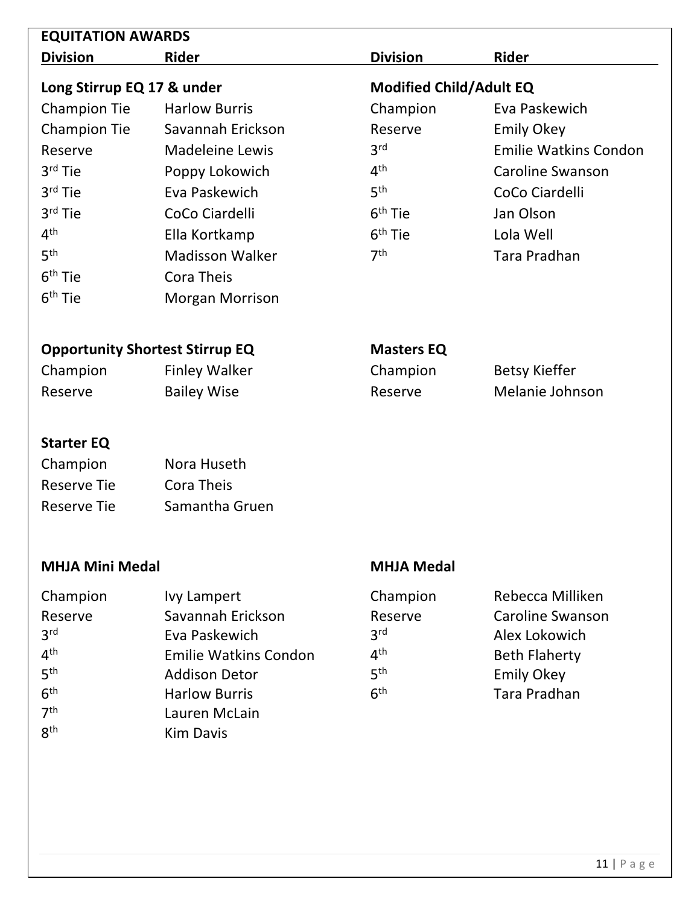## EQUITATION AWARDS

### Long Stirrup EQ 17 & under

| Division | Rider |
|---|---|
| Champion Tie | Harlow Burris |
| Champion Tie | Savannah Erickson |
| Reserve | Madeleine Lewis |
| 3rd Tie | Poppy Lokowich |
| 3rd Tie | Eva Paskewich |
| 3rd Tie | CoCo Ciardelli |
| 4th | Ella Kortkamp |
| 5th | Madisson Walker |
| 6th Tie | Cora Theis |
| 6th Tie | Morgan Morrison |

### Modified Child/Adult EQ

| Division | Rider |
|---|---|
| Champion | Eva Paskewich |
| Reserve | Emily Okey |
| 3rd | Emilie Watkins Condon |
| 4th | Caroline Swanson |
| 5th | CoCo Ciardelli |
| 6th Tie | Jan Olson |
| 6th Tie | Lola Well |
| 7th | Tara Pradhan |

### Opportunity Shortest Stirrup EQ

| Division | Rider |
|---|---|
| Champion | Finley Walker |
| Reserve | Bailey Wise |

### Masters EQ

| Division | Rider |
|---|---|
| Champion | Betsy Kieffer |
| Reserve | Melanie Johnson |

### Starter EQ

| Division | Rider |
|---|---|
| Champion | Nora Huseth |
| Reserve Tie | Cora Theis |
| Reserve Tie | Samantha Gruen |

### MHJA Mini Medal

| Division | Rider |
|---|---|
| Champion | Ivy Lampert |
| Reserve | Savannah Erickson |
| 3rd | Eva Paskewich |
| 4th | Emilie Watkins Condon |
| 5th | Addison Detor |
| 6th | Harlow Burris |
| 7th | Lauren McLain |
| 8th | Kim Davis |

### MHJA Medal

| Division | Rider |
|---|---|
| Champion | Rebecca Milliken |
| Reserve | Caroline Swanson |
| 3rd | Alex Lokowich |
| 4th | Beth Flaherty |
| 5th | Emily Okey |
| 6th | Tara Pradhan |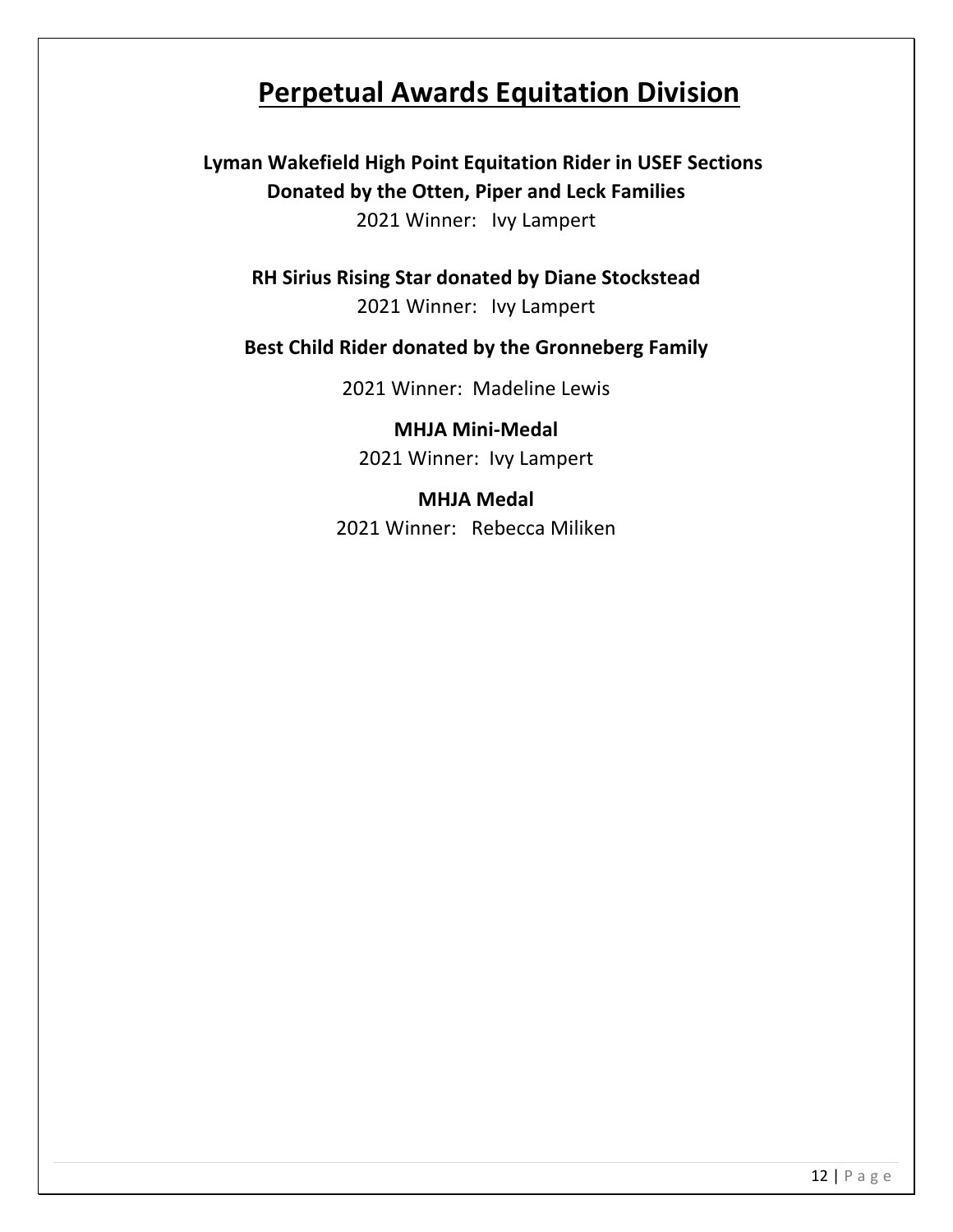# Perpetual Awards Equitation Division

**Lyman Wakefield High Point Equitation Rider in USEF Sections**
**Donated by the Otten, Piper and Leck Families**

2021 Winner: Ivy Lampert

**RH Sirius Rising Star donated by Diane Stockstead**

2021 Winner: Ivy Lampert

**Best Child Rider donated by the Gronneberg Family**

2021 Winner: Madeline Lewis

**MHJA Mini-Medal**

2021 Winner: Ivy Lampert

**MHJA Medal**

2021 Winner: Rebecca Miliken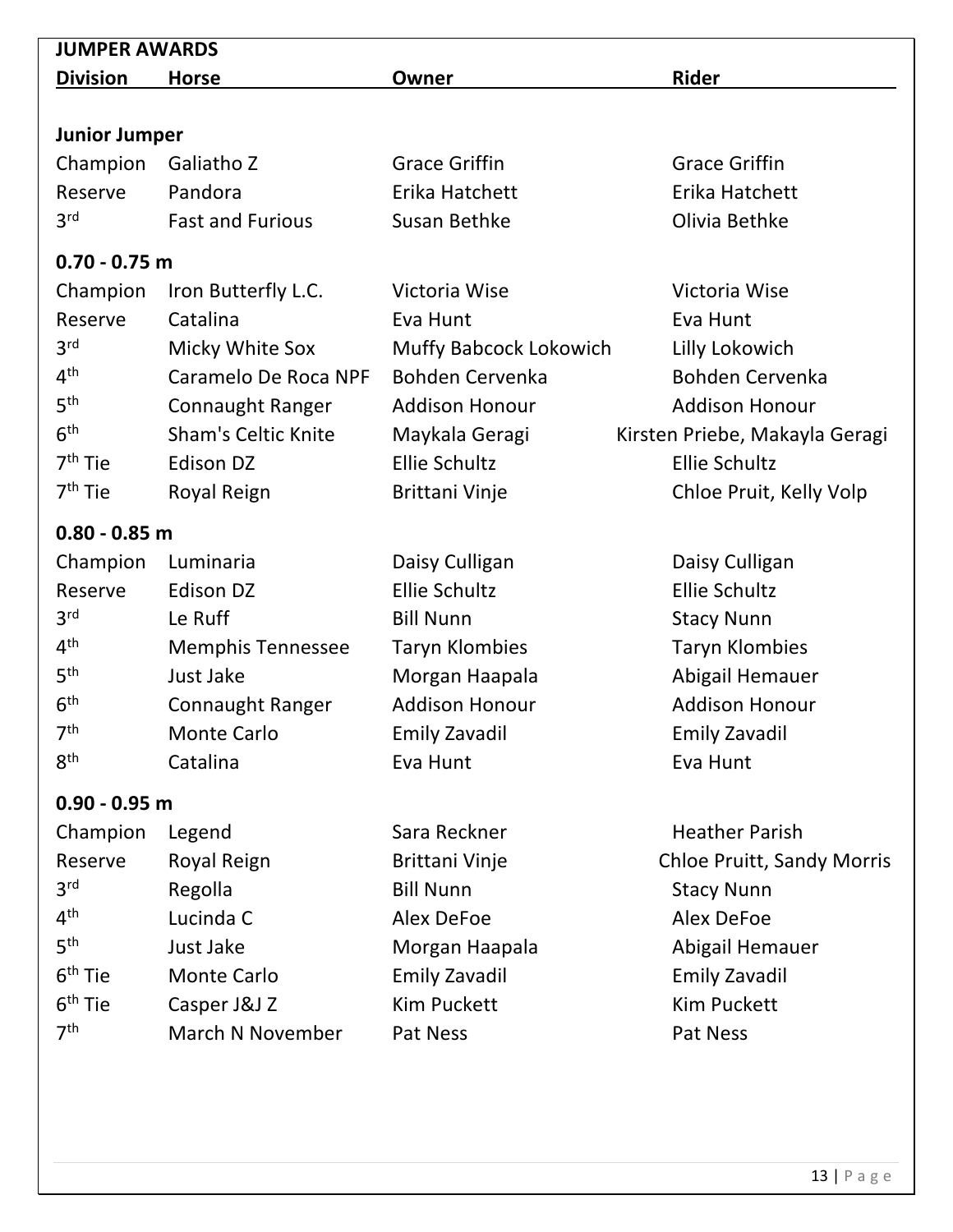## JUMPER AWARDS

| Division | Horse | Owner | Rider |
|---|---|---|---|
| **Junior Jumper** | | | |
| Champion | Galiatho Z | Grace Griffin | Grace Griffin |
| Reserve | Pandora | Erika Hatchett | Erika Hatchett |
| 3rd | Fast and Furious | Susan Bethke | Olivia Bethke |
| **0.70 - 0.75 m** | | | |
| Champion | Iron Butterfly L.C. | Victoria Wise | Victoria Wise |
| Reserve | Catalina | Eva Hunt | Eva Hunt |
| 3rd | Micky White Sox | Muffy Babcock Lokowich | Lilly Lokowich |
| 4th | Caramelo De Roca NPF | Bohden Cervenka | Bohden Cervenka |
| 5th | Connaught Ranger | Addison Honour | Addison Honour |
| 6th | Sham's Celtic Knite | Maykala Geragi | Kirsten Priebe, Makayla Geragi |
| 7th Tie | Edison DZ | Ellie Schultz | Ellie Schultz |
| 7th Tie | Royal Reign | Brittani Vinje | Chloe Pruit, Kelly Volp |
| **0.80 - 0.85 m** | | | |
| Champion | Luminaria | Daisy Culligan | Daisy Culligan |
| Reserve | Edison DZ | Ellie Schultz | Ellie Schultz |
| 3rd | Le Ruff | Bill Nunn | Stacy Nunn |
| 4th | Memphis Tennessee | Taryn Klombies | Taryn Klombies |
| 5th | Just Jake | Morgan Haapala | Abigail Hemauer |
| 6th | Connaught Ranger | Addison Honour | Addison Honour |
| 7th | Monte Carlo | Emily Zavadil | Emily Zavadil |
| 8th | Catalina | Eva Hunt | Eva Hunt |
| **0.90 - 0.95 m** | | | |
| Champion | Legend | Sara Reckner | Heather Parish |
| Reserve | Royal Reign | Brittani Vinje | Chloe Pruitt, Sandy Morris |
| 3rd | Regolla | Bill Nunn | Stacy Nunn |
| 4th | Lucinda C | Alex DeFoe | Alex DeFoe |
| 5th | Just Jake | Morgan Haapala | Abigail Hemauer |
| 6th Tie | Monte Carlo | Emily Zavadil | Emily Zavadil |
| 6th Tie | Casper J&J Z | Kim Puckett | Kim Puckett |
| 7th | March N November | Pat Ness | Pat Ness |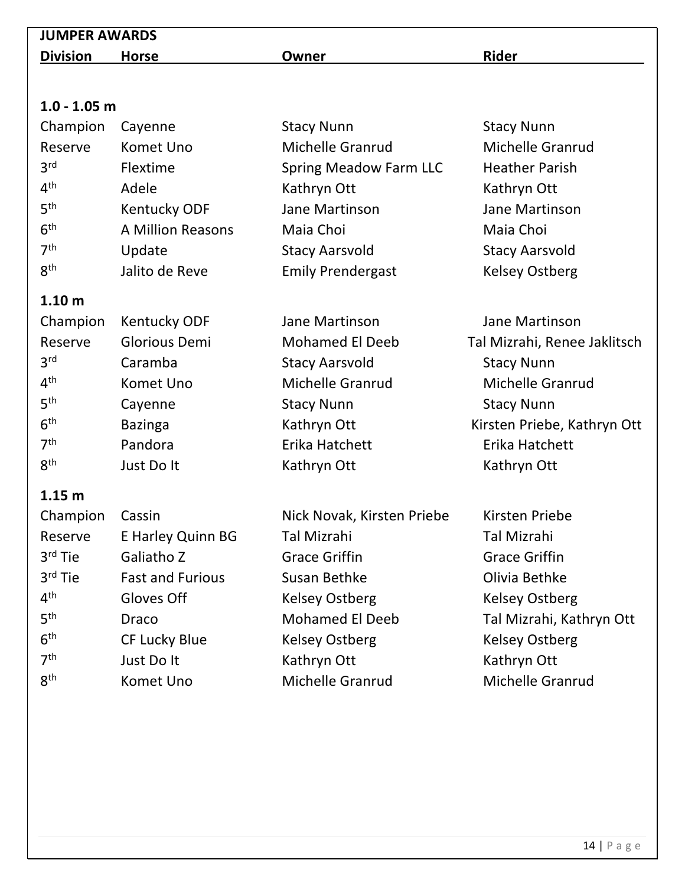## JUMPER AWARDS

| Division | Horse | Owner | Rider |
|---|---|---|---|
| **1.0 - 1.05 m** | | | |
| Champion | Cayenne | Stacy Nunn | Stacy Nunn |
| Reserve | Komet Uno | Michelle Granrud | Michelle Granrud |
| 3rd | Flextime | Spring Meadow Farm LLC | Heather Parish |
| 4th | Adele | Kathryn Ott | Kathryn Ott |
| 5th | Kentucky ODF | Jane Martinson | Jane Martinson |
| 6th | A Million Reasons | Maia Choi | Maia Choi |
| 7th | Update | Stacy Aarsvold | Stacy Aarsvold |
| 8th | Jalito de Reve | Emily Prendergast | Kelsey Ostberg |
| **1.10 m** | | | |
| Champion | Kentucky ODF | Jane Martinson | Jane Martinson |
| Reserve | Glorious Demi | Mohamed El Deeb | Tal Mizrahi, Renee Jaklitsch |
| 3rd | Caramba | Stacy Aarsvold | Stacy Nunn |
| 4th | Komet Uno | Michelle Granrud | Michelle Granrud |
| 5th | Cayenne | Stacy Nunn | Stacy Nunn |
| 6th | Bazinga | Kathryn Ott | Kirsten Priebe, Kathryn Ott |
| 7th | Pandora | Erika Hatchett | Erika Hatchett |
| 8th | Just Do It | Kathryn Ott | Kathryn Ott |
| **1.15 m** | | | |
| Champion | Cassin | Nick Novak, Kirsten Priebe | Kirsten Priebe |
| Reserve | E Harley Quinn BG | Tal Mizrahi | Tal Mizrahi |
| 3rd Tie | Galiatho Z | Grace Griffin | Grace Griffin |
| 3rd Tie | Fast and Furious | Susan Bethke | Olivia Bethke |
| 4th | Gloves Off | Kelsey Ostberg | Kelsey Ostberg |
| 5th | Draco | Mohamed El Deeb | Tal Mizrahi, Kathryn Ott |
| 6th | CF Lucky Blue | Kelsey Ostberg | Kelsey Ostberg |
| 7th | Just Do It | Kathryn Ott | Kathryn Ott |
| 8th | Komet Uno | Michelle Granrud | Michelle Granrud |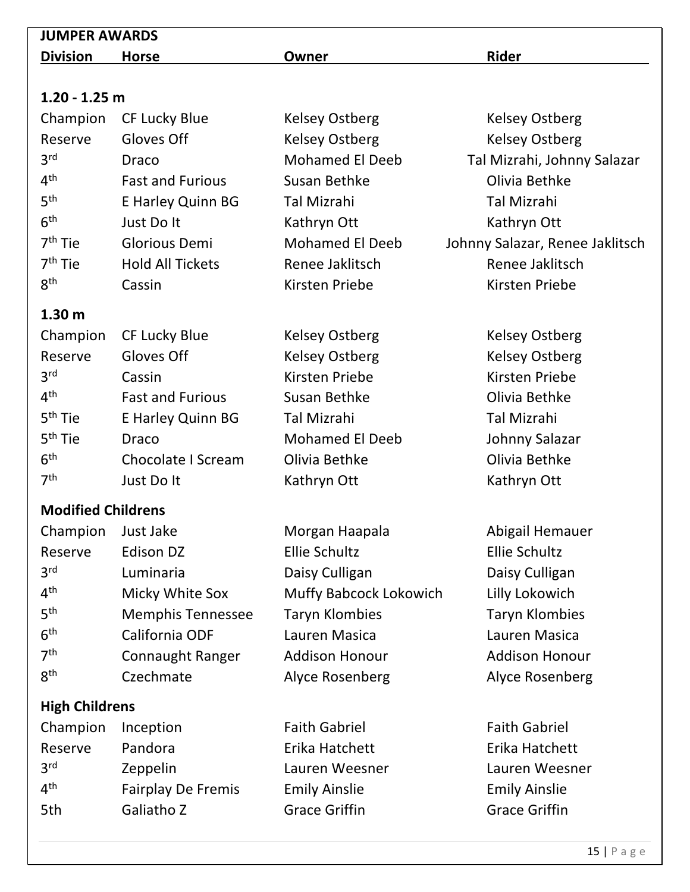## JUMPER AWARDS

| Division | Horse | Owner | Rider |
|---|---|---|---|
| **1.20 - 1.25 m** | | | |
| Champion | CF Lucky Blue | Kelsey Ostberg | Kelsey Ostberg |
| Reserve | Gloves Off | Kelsey Ostberg | Kelsey Ostberg |
| 3rd | Draco | Mohamed El Deeb | Tal Mizrahi, Johnny Salazar |
| 4th | Fast and Furious | Susan Bethke | Olivia Bethke |
| 5th | E Harley Quinn BG | Tal Mizrahi | Tal Mizrahi |
| 6th | Just Do It | Kathryn Ott | Kathryn Ott |
| 7th Tie | Glorious Demi | Mohamed El Deeb | Johnny Salazar, Renee Jaklitsch |
| 7th Tie | Hold All Tickets | Renee Jaklitsch | Renee Jaklitsch |
| 8th | Cassin | Kirsten Priebe | Kirsten Priebe |
| **1.30 m** | | | |
| Champion | CF Lucky Blue | Kelsey Ostberg | Kelsey Ostberg |
| Reserve | Gloves Off | Kelsey Ostberg | Kelsey Ostberg |
| 3rd | Cassin | Kirsten Priebe | Kirsten Priebe |
| 4th | Fast and Furious | Susan Bethke | Olivia Bethke |
| 5th Tie | E Harley Quinn BG | Tal Mizrahi | Tal Mizrahi |
| 5th Tie | Draco | Mohamed El Deeb | Johnny Salazar |
| 6th | Chocolate I Scream | Olivia Bethke | Olivia Bethke |
| 7th | Just Do It | Kathryn Ott | Kathryn Ott |
| **Modified Childrens** | | | |
| Champion | Just Jake | Morgan Haapala | Abigail Hemauer |
| Reserve | Edison DZ | Ellie Schultz | Ellie Schultz |
| 3rd | Luminaria | Daisy Culligan | Daisy Culligan |
| 4th | Micky White Sox | Muffy Babcock Lokowich | Lilly Lokowich |
| 5th | Memphis Tennessee | Taryn Klombies | Taryn Klombies |
| 6th | California ODF | Lauren Masica | Lauren Masica |
| 7th | Connaught Ranger | Addison Honour | Addison Honour |
| 8th | Czechmate | Alyce Rosenberg | Alyce Rosenberg |
| **High Childrens** | | | |
| Champion | Inception | Faith Gabriel | Faith Gabriel |
| Reserve | Pandora | Erika Hatchett | Erika Hatchett |
| 3rd | Zeppelin | Lauren Weesner | Lauren Weesner |
| 4th | Fairplay De Fremis | Emily Ainslie | Emily Ainslie |
| 5th | Galiatho Z | Grace Griffin | Grace Griffin |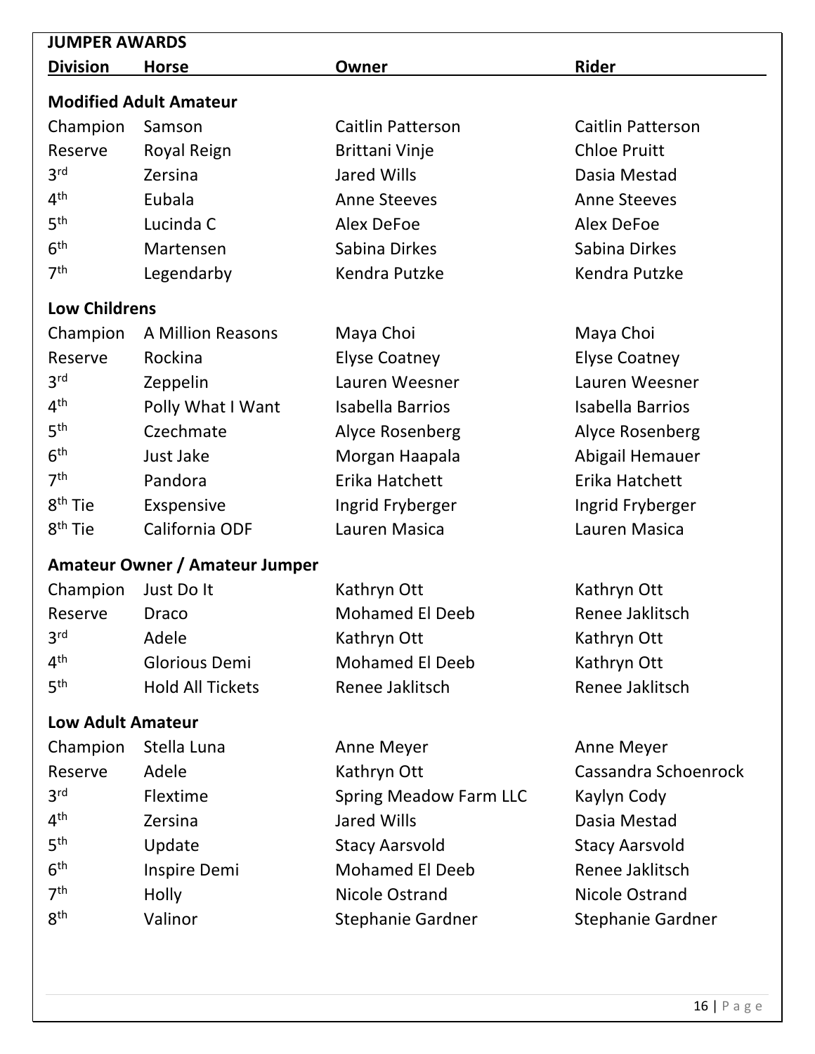## JUMPER AWARDS

| Division | Horse | Owner | Rider |
| --- | --- | --- | --- |
| **Modified Adult Amateur** | | | |
| Champion | Samson | Caitlin Patterson | Caitlin Patterson |
| Reserve | Royal Reign | Brittani Vinje | Chloe Pruitt |
| 3rd | Zersina | Jared Wills | Dasia Mestad |
| 4th | Eubala | Anne Steeves | Anne Steeves |
| 5th | Lucinda C | Alex DeFoe | Alex DeFoe |
| 6th | Martensen | Sabina Dirkes | Sabina Dirkes |
| 7th | Legendarby | Kendra Putzke | Kendra Putzke |
| **Low Childrens** | | | |
| Champion | A Million Reasons | Maya Choi | Maya Choi |
| Reserve | Rockina | Elyse Coatney | Elyse Coatney |
| 3rd | Zeppelin | Lauren Weesner | Lauren Weesner |
| 4th | Polly What I Want | Isabella Barrios | Isabella Barrios |
| 5th | Czechmate | Alyce Rosenberg | Alyce Rosenberg |
| 6th | Just Jake | Morgan Haapala | Abigail Hemauer |
| 7th | Pandora | Erika Hatchett | Erika Hatchett |
| 8th Tie | Exspensive | Ingrid Fryberger | Ingrid Fryberger |
| 8th Tie | California ODF | Lauren Masica | Lauren Masica |
| **Amateur Owner / Amateur Jumper** | | | |
| Champion | Just Do It | Kathryn Ott | Kathryn Ott |
| Reserve | Draco | Mohamed El Deeb | Renee Jaklitsch |
| 3rd | Adele | Kathryn Ott | Kathryn Ott |
| 4th | Glorious Demi | Mohamed El Deeb | Kathryn Ott |
| 5th | Hold All Tickets | Renee Jaklitsch | Renee Jaklitsch |
| **Low Adult Amateur** | | | |
| Champion | Stella Luna | Anne Meyer | Anne Meyer |
| Reserve | Adele | Kathryn Ott | Cassandra Schoenrock |
| 3rd | Flextime | Spring Meadow Farm LLC | Kaylyn Cody |
| 4th | Zersina | Jared Wills | Dasia Mestad |
| 5th | Update | Stacy Aarsvold | Stacy Aarsvold |
| 6th | Inspire Demi | Mohamed El Deeb | Renee Jaklitsch |
| 7th | Holly | Nicole Ostrand | Nicole Ostrand |
| 8th | Valinor | Stephanie Gardner | Stephanie Gardner |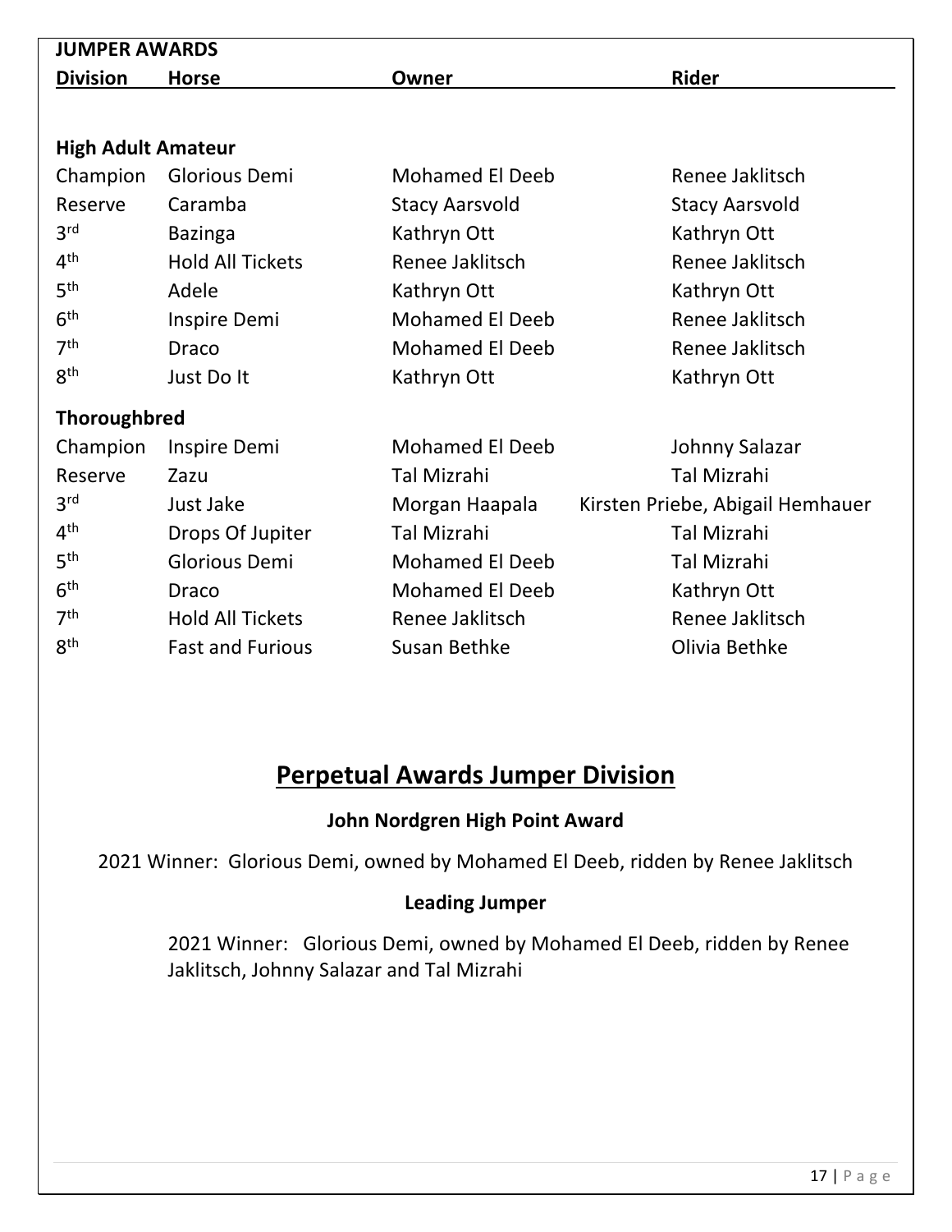**JUMPER AWARDS**

| Division | Horse | Owner | Rider |
|---|---|---|---|
| **High Adult Amateur** | | | |
| Champion | Glorious Demi | Mohamed El Deeb | Renee Jaklitsch |
| Reserve | Caramba | Stacy Aarsvold | Stacy Aarsvold |
| 3rd | Bazinga | Kathryn Ott | Kathryn Ott |
| 4th | Hold All Tickets | Renee Jaklitsch | Renee Jaklitsch |
| 5th | Adele | Kathryn Ott | Kathryn Ott |
| 6th | Inspire Demi | Mohamed El Deeb | Renee Jaklitsch |
| 7th | Draco | Mohamed El Deeb | Renee Jaklitsch |
| 8th | Just Do It | Kathryn Ott | Kathryn Ott |
| **Thoroughbred** | | | |
| Champion | Inspire Demi | Mohamed El Deeb | Johnny Salazar |
| Reserve | Zazu | Tal Mizrahi | Tal Mizrahi |
| 3rd | Just Jake | Morgan Haapala | Kirsten Priebe, Abigail Hemhauer |
| 4th | Drops Of Jupiter | Tal Mizrahi | Tal Mizrahi |
| 5th | Glorious Demi | Mohamed El Deeb | Tal Mizrahi |
| 6th | Draco | Mohamed El Deeb | Kathryn Ott |
| 7th | Hold All Tickets | Renee Jaklitsch | Renee Jaklitsch |
| 8th | Fast and Furious | Susan Bethke | Olivia Bethke |

# Perpetual Awards Jumper Division

### John Nordgren High Point Award

2021 Winner: Glorious Demi, owned by Mohamed El Deeb, ridden by Renee Jaklitsch

### Leading Jumper

2021 Winner: Glorious Demi, owned by Mohamed El Deeb, ridden by Renee Jaklitsch, Johnny Salazar and Tal Mizrahi